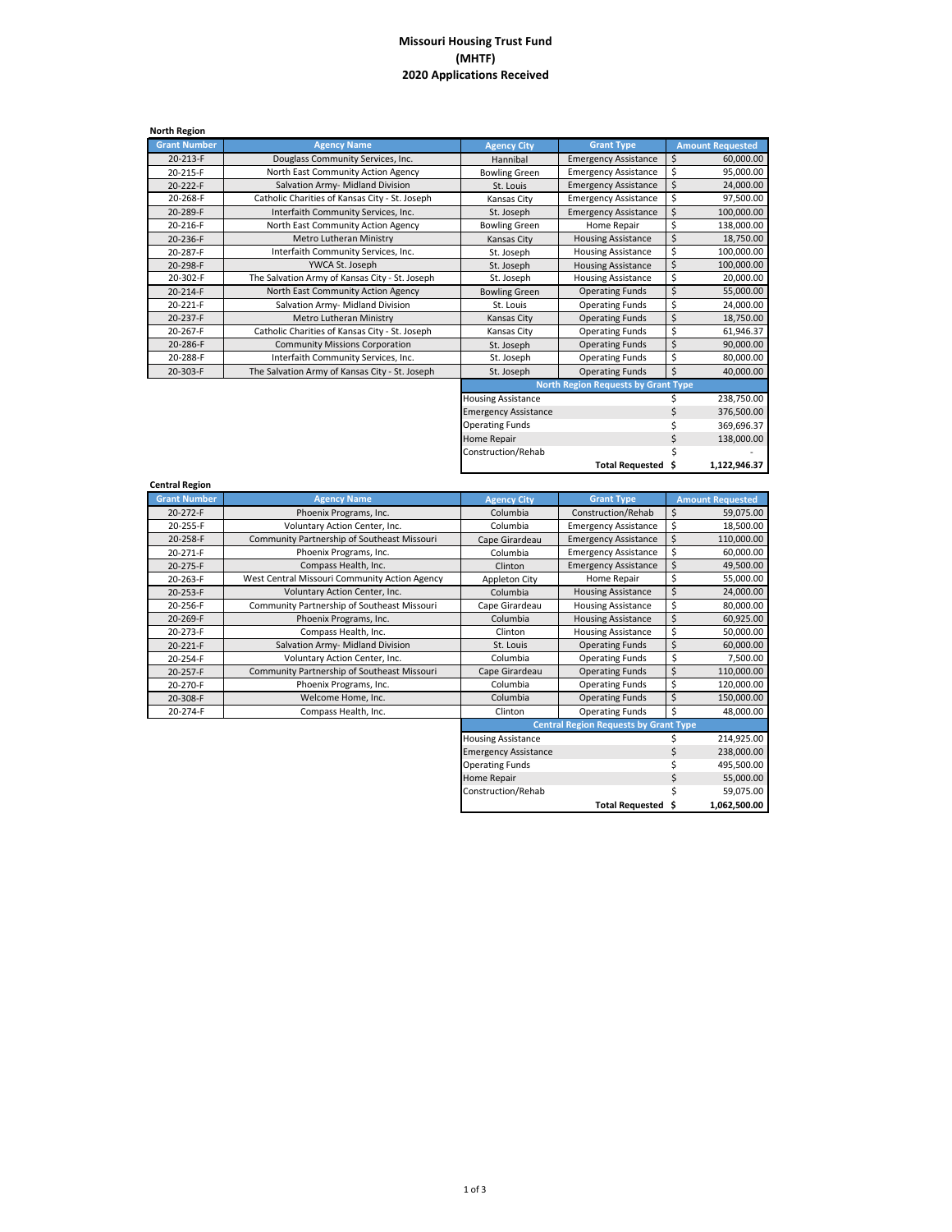# Missouri Housing Trust Fund
## (MHTF)
## 2020 Applications Received

**North Region**

| Grant Number | Agency Name | Agency City | Grant Type | Amount Requested |
|---|---|---|---|---|
| 20-213-F | Douglass Community Services, Inc. | Hannibal | Emergency Assistance | $ 60,000.00 |
| 20-215-F | North East Community Action Agency | Bowling Green | Emergency Assistance | $ 95,000.00 |
| 20-222-F | Salvation Army- Midland Division | St. Louis | Emergency Assistance | $ 24,000.00 |
| 20-268-F | Catholic Charities of Kansas City - St. Joseph | Kansas City | Emergency Assistance | $ 97,500.00 |
| 20-289-F | Interfaith Community Services, Inc. | St. Joseph | Emergency Assistance | $ 100,000.00 |
| 20-216-F | North East Community Action Agency | Bowling Green | Home Repair | $ 138,000.00 |
| 20-236-F | Metro Lutheran Ministry | Kansas City | Housing Assistance | $ 18,750.00 |
| 20-287-F | Interfaith Community Services, Inc. | St. Joseph | Housing Assistance | $ 100,000.00 |
| 20-298-F | YWCA St. Joseph | St. Joseph | Housing Assistance | $ 100,000.00 |
| 20-302-F | The Salvation Army of Kansas City - St. Joseph | St. Joseph | Housing Assistance | $ 20,000.00 |
| 20-214-F | North East Community Action Agency | Bowling Green | Operating Funds | $ 55,000.00 |
| 20-221-F | Salvation Army- Midland Division | St. Louis | Operating Funds | $ 24,000.00 |
| 20-237-F | Metro Lutheran Ministry | Kansas City | Operating Funds | $ 18,750.00 |
| 20-267-F | Catholic Charities of Kansas City - St. Joseph | Kansas City | Operating Funds | $ 61,946.37 |
| 20-286-F | Community Missions Corporation | St. Joseph | Operating Funds | $ 90,000.00 |
| 20-288-F | Interfaith Community Services, Inc. | St. Joseph | Operating Funds | $ 80,000.00 |
| 20-303-F | The Salvation Army of Kansas City - St. Joseph | St. Joseph | Operating Funds | $ 40,000.00 |

| North Region Requests by Grant Type | |
|---|---|
| Housing Assistance | $ 238,750.00 |
| Emergency Assistance | $ 376,500.00 |
| Operating Funds | $ 369,696.37 |
| Home Repair | $ 138,000.00 |
| Construction/Rehab | $ - |
| **Total Requested** | **$ 1,122,946.37** |

**Central Region**

| Grant Number | Agency Name | Agency City | Grant Type | Amount Requested |
|---|---|---|---|---|
| 20-272-F | Phoenix Programs, Inc. | Columbia | Construction/Rehab | $ 59,075.00 |
| 20-255-F | Voluntary Action Center, Inc. | Columbia | Emergency Assistance | $ 18,500.00 |
| 20-258-F | Community Partnership of Southeast Missouri | Cape Girardeau | Emergency Assistance | $ 110,000.00 |
| 20-271-F | Phoenix Programs, Inc. | Columbia | Emergency Assistance | $ 60,000.00 |
| 20-275-F | Compass Health, Inc. | Clinton | Emergency Assistance | $ 49,500.00 |
| 20-263-F | West Central Missouri Community Action Agency | Appleton City | Home Repair | $ 55,000.00 |
| 20-253-F | Voluntary Action Center, Inc. | Columbia | Housing Assistance | $ 24,000.00 |
| 20-256-F | Community Partnership of Southeast Missouri | Cape Girardeau | Housing Assistance | $ 80,000.00 |
| 20-269-F | Phoenix Programs, Inc. | Columbia | Housing Assistance | $ 60,925.00 |
| 20-273-F | Compass Health, Inc. | Clinton | Housing Assistance | $ 50,000.00 |
| 20-221-F | Salvation Army- Midland Division | St. Louis | Operating Funds | $ 60,000.00 |
| 20-254-F | Voluntary Action Center, Inc. | Columbia | Operating Funds | $ 7,500.00 |
| 20-257-F | Community Partnership of Southeast Missouri | Cape Girardeau | Operating Funds | $ 110,000.00 |
| 20-270-F | Phoenix Programs, Inc. | Columbia | Operating Funds | $ 120,000.00 |
| 20-308-F | Welcome Home, Inc. | Columbia | Operating Funds | $ 150,000.00 |
| 20-274-F | Compass Health, Inc. | Clinton | Operating Funds | $ 48,000.00 |

| Central Region Requests by Grant Type | |
|---|---|
| Housing Assistance | $ 214,925.00 |
| Emergency Assistance | $ 238,000.00 |
| Operating Funds | $ 495,500.00 |
| Home Repair | $ 55,000.00 |
| Construction/Rehab | $ 59,075.00 |
| **Total Requested** | **$ 1,062,500.00** |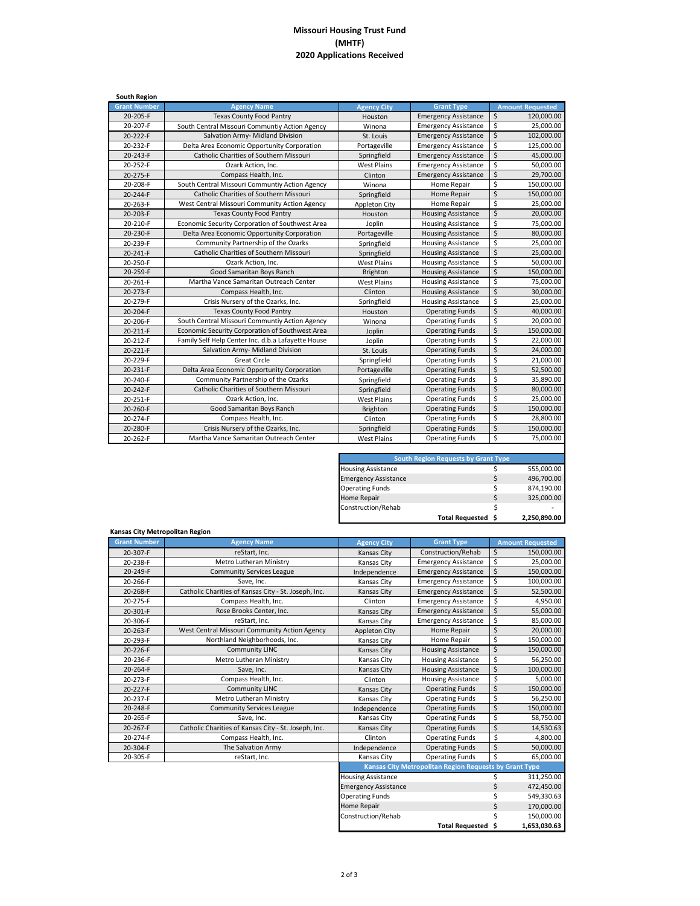# Missouri Housing Trust Fund
# (MHTF)
# 2020 Applications Received

### South Region

| Grant Number | Agency Name | Agency City | Grant Type | Amount Requested |
|---|---|---|---|---|
| 20-205-F | Texas County Food Pantry | Houston | Emergency Assistance | $ 120,000.00 |
| 20-207-F | South Central Missouri Communtiy Action Agency | Winona | Emergency Assistance | $ 25,000.00 |
| 20-222-F | Salvation Army- Midland Division | St. Louis | Emergency Assistance | $ 102,000.00 |
| 20-232-F | Delta Area Economic Opportunity Corporation | Portageville | Emergency Assistance | $ 125,000.00 |
| 20-243-F | Catholic Charities of Southern Missouri | Springfield | Emergency Assistance | $ 45,000.00 |
| 20-252-F | Ozark Action, Inc. | West Plains | Emergency Assistance | $ 50,000.00 |
| 20-275-F | Compass Health, Inc. | Clinton | Emergency Assistance | $ 29,700.00 |
| 20-208-F | South Central Missouri Communtiy Action Agency | Winona | Home Repair | $ 150,000.00 |
| 20-244-F | Catholic Charities of Southern Missouri | Springfield | Home Repair | $ 150,000.00 |
| 20-263-F | West Central Missouri Community Action Agency | Appleton City | Home Repair | $ 25,000.00 |
| 20-203-F | Texas County Food Pantry | Houston | Housing Assistance | $ 20,000.00 |
| 20-210-F | Economic Security Corporation of Southwest Area | Joplin | Housing Assistance | $ 75,000.00 |
| 20-230-F | Delta Area Economic Opportunity Corporation | Portageville | Housing Assistance | $ 80,000.00 |
| 20-239-F | Community Partnership of the Ozarks | Springfield | Housing Assistance | $ 25,000.00 |
| 20-241-F | Catholic Charities of Southern Missouri | Springfield | Housing Assistance | $ 25,000.00 |
| 20-250-F | Ozark Action, Inc. | West Plains | Housing Assistance | $ 50,000.00 |
| 20-259-F | Good Samaritan Boys Ranch | Brighton | Housing Assistance | $ 150,000.00 |
| 20-261-F | Martha Vance Samaritan Outreach Center | West Plains | Housing Assistance | $ 75,000.00 |
| 20-273-F | Compass Health, Inc. | Clinton | Housing Assistance | $ 30,000.00 |
| 20-279-F | Crisis Nursery of the Ozarks, Inc. | Springfield | Housing Assistance | $ 25,000.00 |
| 20-204-F | Texas County Food Pantry | Houston | Operating Funds | $ 40,000.00 |
| 20-206-F | South Central Missouri Communtiy Action Agency | Winona | Operating Funds | $ 20,000.00 |
| 20-211-F | Economic Security Corporation of Southwest Area | Joplin | Operating Funds | $ 150,000.00 |
| 20-212-F | Family Self Help Center Inc. d.b.a Lafayette House | Joplin | Operating Funds | $ 22,000.00 |
| 20-221-F | Salvation Army- Midland Division | St. Louis | Operating Funds | $ 24,000.00 |
| 20-229-F | Great Circle | Springfield | Operating Funds | $ 21,000.00 |
| 20-231-F | Delta Area Economic Opportunity Corporation | Portageville | Operating Funds | $ 52,500.00 |
| 20-240-F | Community Partnership of the Ozarks | Springfield | Operating Funds | $ 35,890.00 |
| 20-242-F | Catholic Charities of Southern Missouri | Springfield | Operating Funds | $ 80,000.00 |
| 20-251-F | Ozark Action, Inc. | West Plains | Operating Funds | $ 25,000.00 |
| 20-260-F | Good Samaritan Boys Ranch | Brighton | Operating Funds | $ 150,000.00 |
| 20-274-F | Compass Health, Inc. | Clinton | Operating Funds | $ 28,800.00 |
| 20-280-F | Crisis Nursery of the Ozarks, Inc. | Springfield | Operating Funds | $ 150,000.00 |
| 20-262-F | Martha Vance Samaritan Outreach Center | West Plains | Operating Funds | $ 75,000.00 |

| South Region Requests by Grant Type | |
|---|---|
| Housing Assistance | $ 555,000.00 |
| Emergency Assistance | $ 496,700.00 |
| Operating Funds | $ 874,190.00 |
| Home Repair | $ 325,000.00 |
| Construction/Rehab | $ - |
| **Total Requested** | **$ 2,250,890.00** |

### Kansas City Metropolitan Region

| Grant Number | Agency Name | Agency City | Grant Type | Amount Requested |
|---|---|---|---|---|
| 20-307-F | reStart, Inc. | Kansas City | Construction/Rehab | $ 150,000.00 |
| 20-238-F | Metro Lutheran Ministry | Kansas City | Emergency Assistance | $ 25,000.00 |
| 20-249-F | Community Services League | Independence | Emergency Assistance | $ 150,000.00 |
| 20-266-F | Save, Inc. | Kansas City | Emergency Assistance | $ 100,000.00 |
| 20-268-F | Catholic Charities of Kansas City - St. Joseph, Inc. | Kansas City | Emergency Assistance | $ 52,500.00 |
| 20-275-F | Compass Health, Inc. | Clinton | Emergency Assistance | $ 4,950.00 |
| 20-301-F | Rose Brooks Center, Inc. | Kansas City | Emergency Assistance | $ 55,000.00 |
| 20-306-F | reStart, Inc. | Kansas City | Emergency Assistance | $ 85,000.00 |
| 20-263-F | West Central Missouri Community Action Agency | Appleton City | Home Repair | $ 20,000.00 |
| 20-293-F | Northland Neighborhoods, Inc. | Kansas City | Home Repair | $ 150,000.00 |
| 20-226-F | Community LINC | Kansas City | Housing Assistance | $ 150,000.00 |
| 20-236-F | Metro Lutheran Ministry | Kansas City | Housing Assistance | $ 56,250.00 |
| 20-264-F | Save, Inc. | Kansas City | Housing Assistance | $ 100,000.00 |
| 20-273-F | Compass Health, Inc. | Clinton | Housing Assistance | $ 5,000.00 |
| 20-227-F | Community LINC | Kansas City | Operating Funds | $ 150,000.00 |
| 20-237-F | Metro Lutheran Ministry | Kansas City | Operating Funds | $ 56,250.00 |
| 20-248-F | Community Services League | Independence | Operating Funds | $ 150,000.00 |
| 20-265-F | Save, Inc. | Kansas City | Operating Funds | $ 58,750.00 |
| 20-267-F | Catholic Charities of Kansas City - St. Joseph, Inc. | Kansas City | Operating Funds | $ 14,530.63 |
| 20-274-F | Compass Health, Inc. | Clinton | Operating Funds | $ 4,800.00 |
| 20-304-F | The Salvation Army | Independence | Operating Funds | $ 50,000.00 |
| 20-305-F | reStart, Inc. | Kansas City | Operating Funds | $ 65,000.00 |

| Kansas City Metropolitan Region Requests by Grant Type | |
|---|---|
| Housing Assistance | $ 311,250.00 |
| Emergency Assistance | $ 472,450.00 |
| Operating Funds | $ 549,330.63 |
| Home Repair | $ 170,000.00 |
| Construction/Rehab | $ 150,000.00 |
| **Total Requested** | **$ 1,653,030.63** |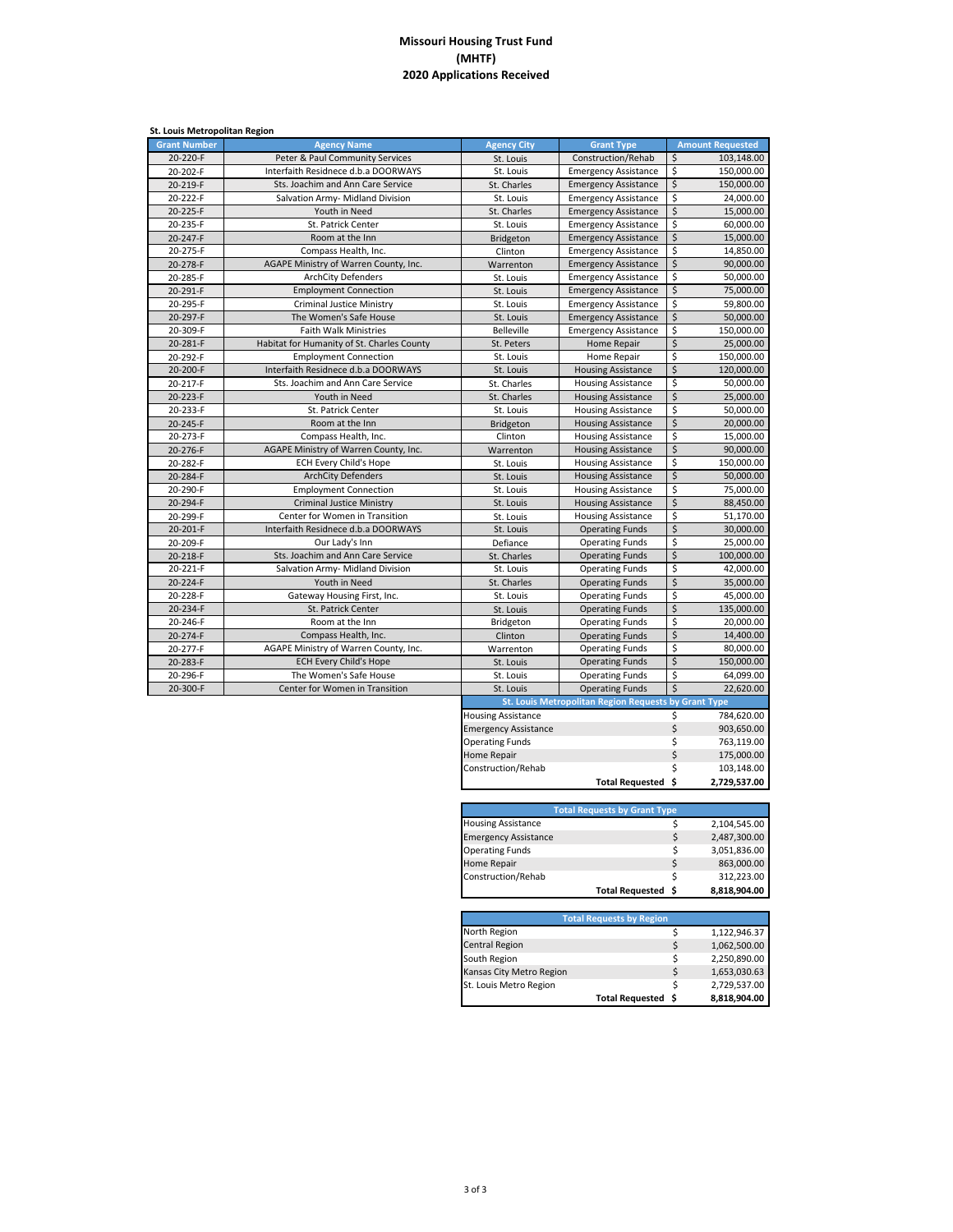# Missouri Housing Trust Fund
# (MHTF)
# 2020 Applications Received

**St. Louis Metropolitan Region**

| Grant Number | Agency Name | Agency City | Grant Type | Amount Requested |
|---|---|---|---|---|
| 20-220-F | Peter & Paul Community Services | St. Louis | Construction/Rehab | $ 103,148.00 |
| 20-202-F | Interfaith Residnece d.b.a DOORWAYS | St. Louis | Emergency Assistance | $ 150,000.00 |
| 20-219-F | Sts. Joachim and Ann Care Service | St. Charles | Emergency Assistance | $ 150,000.00 |
| 20-222-F | Salvation Army- Midland Division | St. Louis | Emergency Assistance | $ 24,000.00 |
| 20-225-F | Youth in Need | St. Charles | Emergency Assistance | $ 15,000.00 |
| 20-235-F | St. Patrick Center | St. Louis | Emergency Assistance | $ 60,000.00 |
| 20-247-F | Room at the Inn | Bridgeton | Emergency Assistance | $ 15,000.00 |
| 20-275-F | Compass Health, Inc. | Clinton | Emergency Assistance | $ 14,850.00 |
| 20-278-F | AGAPE Ministry of Warren County, Inc. | Warrenton | Emergency Assistance | $ 90,000.00 |
| 20-285-F | ArchCity Defenders | St. Louis | Emergency Assistance | $ 50,000.00 |
| 20-291-F | Employment Connection | St. Louis | Emergency Assistance | $ 75,000.00 |
| 20-295-F | Criminal Justice Ministry | St. Louis | Emergency Assistance | $ 59,800.00 |
| 20-297-F | The Women's Safe House | St. Louis | Emergency Assistance | $ 50,000.00 |
| 20-309-F | Faith Walk Ministries | Belleville | Emergency Assistance | $ 150,000.00 |
| 20-281-F | Habitat for Humanity of St. Charles County | St. Peters | Home Repair | $ 25,000.00 |
| 20-292-F | Employment Connection | St. Louis | Home Repair | $ 150,000.00 |
| 20-200-F | Interfaith Residnece d.b.a DOORWAYS | St. Louis | Housing Assistance | $ 120,000.00 |
| 20-217-F | Sts. Joachim and Ann Care Service | St. Charles | Housing Assistance | $ 50,000.00 |
| 20-223-F | Youth in Need | St. Charles | Housing Assistance | $ 25,000.00 |
| 20-233-F | St. Patrick Center | St. Louis | Housing Assistance | $ 50,000.00 |
| 20-245-F | Room at the Inn | Bridgeton | Housing Assistance | $ 20,000.00 |
| 20-273-F | Compass Health, Inc. | Clinton | Housing Assistance | $ 15,000.00 |
| 20-276-F | AGAPE Ministry of Warren County, Inc. | Warrenton | Housing Assistance | $ 90,000.00 |
| 20-282-F | ECH Every Child's Hope | St. Louis | Housing Assistance | $ 150,000.00 |
| 20-284-F | ArchCity Defenders | St. Louis | Housing Assistance | $ 50,000.00 |
| 20-290-F | Employment Connection | St. Louis | Housing Assistance | $ 75,000.00 |
| 20-294-F | Criminal Justice Ministry | St. Louis | Housing Assistance | $ 88,450.00 |
| 20-299-F | Center for Women in Transition | St. Louis | Housing Assistance | $ 51,170.00 |
| 20-201-F | Interfaith Residnece d.b.a DOORWAYS | St. Louis | Operating Funds | $ 30,000.00 |
| 20-209-F | Our Lady's Inn | Defiance | Operating Funds | $ 25,000.00 |
| 20-218-F | Sts. Joachim and Ann Care Service | St. Charles | Operating Funds | $ 100,000.00 |
| 20-221-F | Salvation Army- Midland Division | St. Louis | Operating Funds | $ 42,000.00 |
| 20-224-F | Youth in Need | St. Charles | Operating Funds | $ 35,000.00 |
| 20-228-F | Gateway Housing First, Inc. | St. Louis | Operating Funds | $ 45,000.00 |
| 20-234-F | St. Patrick Center | St. Louis | Operating Funds | $ 135,000.00 |
| 20-246-F | Room at the Inn | Bridgeton | Operating Funds | $ 20,000.00 |
| 20-274-F | Compass Health, Inc. | Clinton | Operating Funds | $ 14,400.00 |
| 20-277-F | AGAPE Ministry of Warren County, Inc. | Warrenton | Operating Funds | $ 80,000.00 |
| 20-283-F | ECH Every Child's Hope | St. Louis | Operating Funds | $ 150,000.00 |
| 20-296-F | The Women's Safe House | St. Louis | Operating Funds | $ 64,099.00 |
| 20-300-F | Center for Women in Transition | St. Louis | Operating Funds | $ 22,620.00 |

| St. Louis Metropolitan Region Requests by Grant Type | |
|---|---|
| Housing Assistance | $ 784,620.00 |
| Emergency Assistance | $ 903,650.00 |
| Operating Funds | $ 763,119.00 |
| Home Repair | $ 175,000.00 |
| Construction/Rehab | $ 103,148.00 |
| **Total Requested** | **$ 2,729,537.00** |

| Total Requests by Grant Type | |
|---|---|
| Housing Assistance | $ 2,104,545.00 |
| Emergency Assistance | $ 2,487,300.00 |
| Operating Funds | $ 3,051,836.00 |
| Home Repair | $ 863,000.00 |
| Construction/Rehab | $ 312,223.00 |
| **Total Requested** | **$ 8,818,904.00** |

| Total Requests by Region | |
|---|---|
| North Region | $ 1,122,946.37 |
| Central Region | $ 1,062,500.00 |
| South Region | $ 2,250,890.00 |
| Kansas City Metro Region | $ 1,653,030.63 |
| St. Louis Metro Region | $ 2,729,537.00 |
| **Total Requested** | **$ 8,818,904.00** |